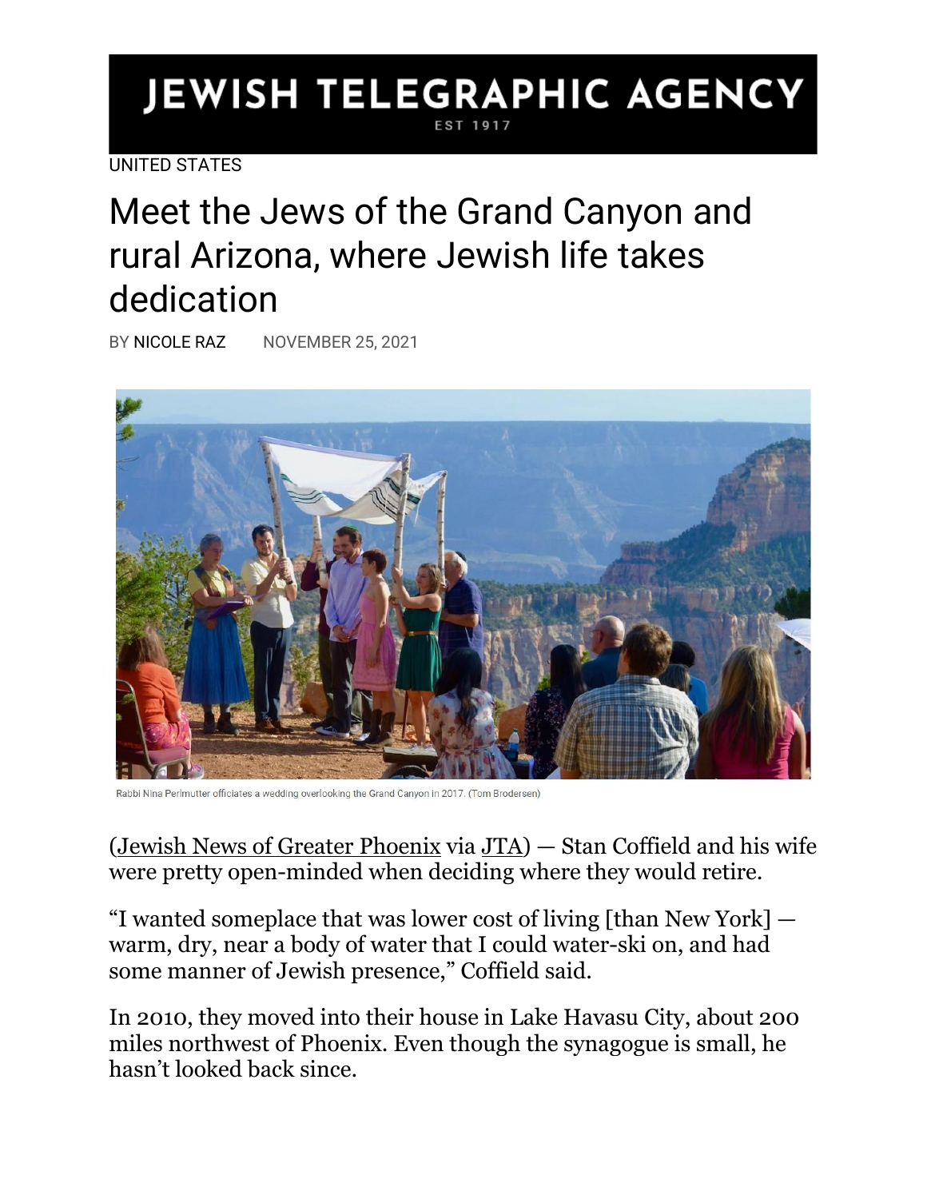JEWISH TELEGRAPHIC AGENCY
EST 1917

UNITED STATES

# Meet the Jews of the Grand Canyon and rural Arizona, where Jewish life takes dedication

BY NICOLE RAZ NOVEMBER 25, 2021

Rabbi Nina Perlmutter officiates a wedding overlooking the Grand Canyon in 2017. (Tom Brodersen)

(Jewish News of Greater Phoenix via JTA) — Stan Coffield and his wife were pretty open-minded when deciding where they would retire.

"I wanted someplace that was lower cost of living [than New York] — warm, dry, near a body of water that I could water-ski on, and had some manner of Jewish presence," Coffield said.

In 2010, they moved into their house in Lake Havasu City, about 200 miles northwest of Phoenix. Even though the synagogue is small, he hasn't looked back since.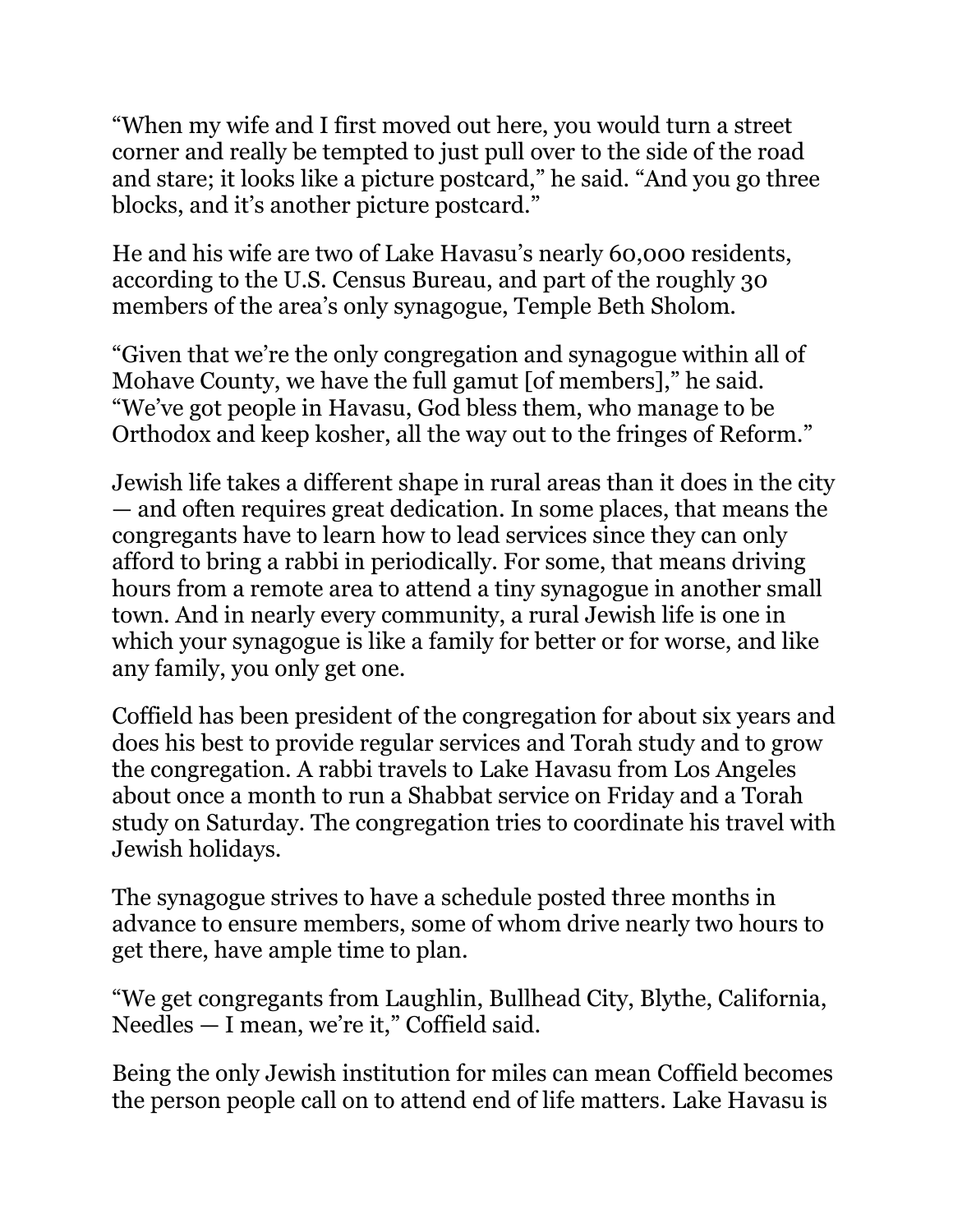“When my wife and I first moved out here, you would turn a street corner and really be tempted to just pull over to the side of the road and stare; it looks like a picture postcard,” he said. “And you go three blocks, and it’s another picture postcard.”

He and his wife are two of Lake Havasu’s nearly 60,000 residents, according to the U.S. Census Bureau, and part of the roughly 30 members of the area’s only synagogue, Temple Beth Sholom.

“Given that we’re the only congregation and synagogue within all of Mohave County, we have the full gamut [of members],” he said. “We’ve got people in Havasu, God bless them, who manage to be Orthodox and keep kosher, all the way out to the fringes of Reform.”

Jewish life takes a different shape in rural areas than it does in the city — and often requires great dedication. In some places, that means the congregants have to learn how to lead services since they can only afford to bring a rabbi in periodically. For some, that means driving hours from a remote area to attend a tiny synagogue in another small town. And in nearly every community, a rural Jewish life is one in which your synagogue is like a family for better or for worse, and like any family, you only get one.

Coffield has been president of the congregation for about six years and does his best to provide regular services and Torah study and to grow the congregation. A rabbi travels to Lake Havasu from Los Angeles about once a month to run a Shabbat service on Friday and a Torah study on Saturday. The congregation tries to coordinate his travel with Jewish holidays.

The synagogue strives to have a schedule posted three months in advance to ensure members, some of whom drive nearly two hours to get there, have ample time to plan.

“We get congregants from Laughlin, Bullhead City, Blythe, California, Needles — I mean, we’re it,” Coffield said.

Being the only Jewish institution for miles can mean Coffield becomes the person people call on to attend end of life matters. Lake Havasu is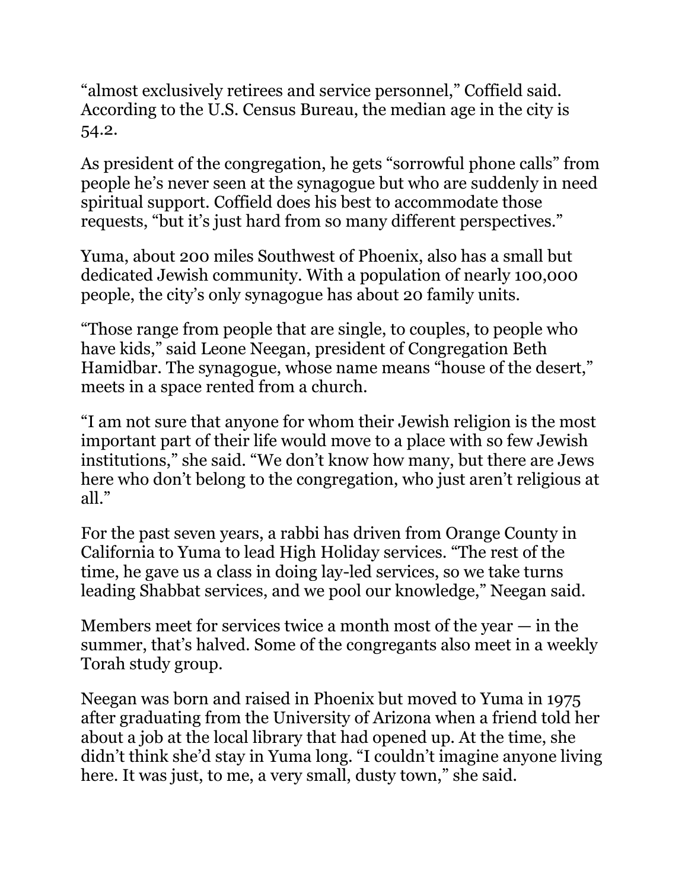"almost exclusively retirees and service personnel," Coffield said. According to the U.S. Census Bureau, the median age in the city is 54.2.

As president of the congregation, he gets "sorrowful phone calls" from people he's never seen at the synagogue but who are suddenly in need spiritual support. Coffield does his best to accommodate those requests, "but it's just hard from so many different perspectives."

Yuma, about 200 miles Southwest of Phoenix, also has a small but dedicated Jewish community. With a population of nearly 100,000 people, the city's only synagogue has about 20 family units.

"Those range from people that are single, to couples, to people who have kids," said Leone Neegan, president of Congregation Beth Hamidbar. The synagogue, whose name means "house of the desert," meets in a space rented from a church.

"I am not sure that anyone for whom their Jewish religion is the most important part of their life would move to a place with so few Jewish institutions," she said. "We don't know how many, but there are Jews here who don't belong to the congregation, who just aren't religious at all."

For the past seven years, a rabbi has driven from Orange County in California to Yuma to lead High Holiday services. "The rest of the time, he gave us a class in doing lay-led services, so we take turns leading Shabbat services, and we pool our knowledge," Neegan said.

Members meet for services twice a month most of the year — in the summer, that's halved. Some of the congregants also meet in a weekly Torah study group.

Neegan was born and raised in Phoenix but moved to Yuma in 1975 after graduating from the University of Arizona when a friend told her about a job at the local library that had opened up. At the time, she didn't think she'd stay in Yuma long. "I couldn't imagine anyone living here. It was just, to me, a very small, dusty town," she said.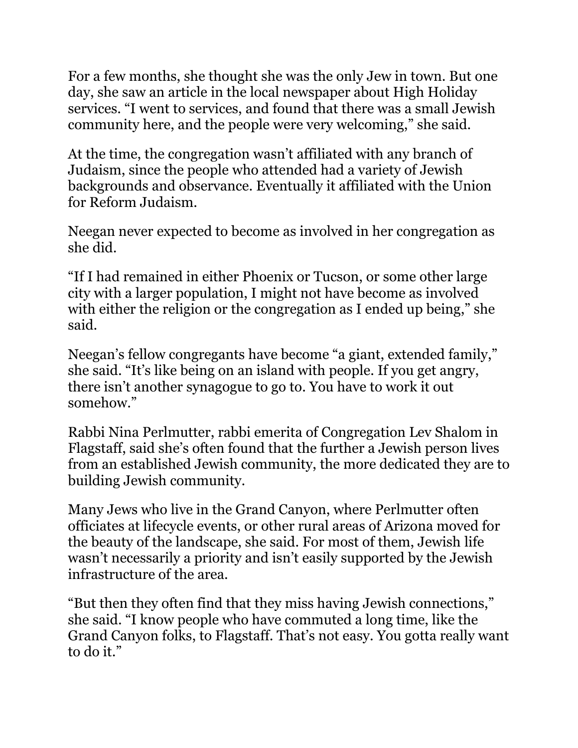For a few months, she thought she was the only Jew in town. But one day, she saw an article in the local newspaper about High Holiday services. “I went to services, and found that there was a small Jewish community here, and the people were very welcoming,” she said.

At the time, the congregation wasn’t affiliated with any branch of Judaism, since the people who attended had a variety of Jewish backgrounds and observance. Eventually it affiliated with the Union for Reform Judaism.

Neegan never expected to become as involved in her congregation as she did.

“If I had remained in either Phoenix or Tucson, or some other large city with a larger population, I might not have become as involved with either the religion or the congregation as I ended up being,” she said.

Neegan’s fellow congregants have become “a giant, extended family,” she said. “It’s like being on an island with people. If you get angry, there isn’t another synagogue to go to. You have to work it out somehow.”

Rabbi Nina Perlmutter, rabbi emerita of Congregation Lev Shalom in Flagstaff, said she’s often found that the further a Jewish person lives from an established Jewish community, the more dedicated they are to building Jewish community.

Many Jews who live in the Grand Canyon, where Perlmutter often officiates at lifecycle events, or other rural areas of Arizona moved for the beauty of the landscape, she said. For most of them, Jewish life wasn’t necessarily a priority and isn’t easily supported by the Jewish infrastructure of the area.

“But then they often find that they miss having Jewish connections,” she said. “I know people who have commuted a long time, like the Grand Canyon folks, to Flagstaff. That’s not easy. You gotta really want to do it.”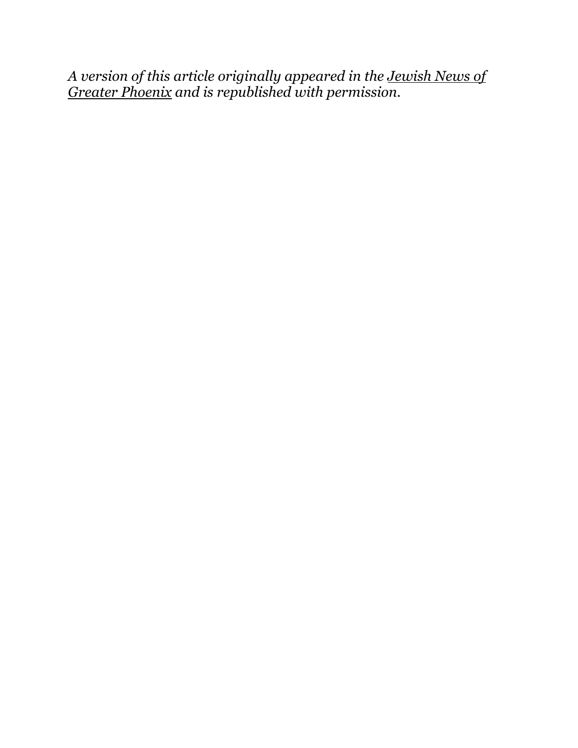*A version of this article originally appeared in the Jewish News of Greater Phoenix and is republished with permission.*